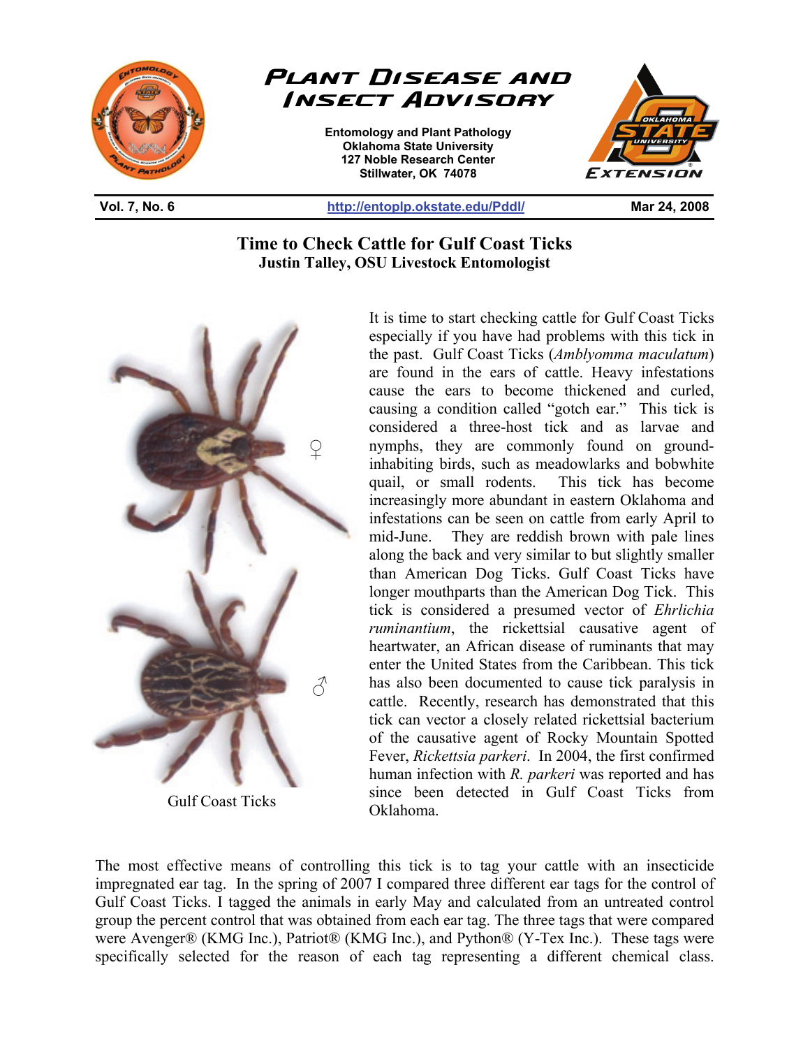# Plant Disease and Insect Advisory

**Entomology and Plant Pathology**
**Oklahoma State University**
**127 Noble Research Center**
**Stillwater, OK 74078**

**Vol. 7, No. 6** | http://entoplp.okstate.edu/Pddl/ | **Mar 24, 2008**

## Time to Check Cattle for Gulf Coast Ticks

**Justin Talley, OSU Livestock Entomologist**

Gulf Coast Ticks

It is time to start checking cattle for Gulf Coast Ticks especially if you have had problems with this tick in the past. Gulf Coast Ticks (*Amblyomma maculatum*) are found in the ears of cattle. Heavy infestations cause the ears to become thickened and curled, causing a condition called "gotch ear." This tick is considered a three-host tick and as larvae and nymphs, they are commonly found on ground-inhabiting birds, such as meadowlarks and bobwhite quail, or small rodents. This tick has become increasingly more abundant in eastern Oklahoma and infestations can be seen on cattle from early April to mid-June. They are reddish brown with pale lines along the back and very similar to but slightly smaller than American Dog Ticks. Gulf Coast Ticks have longer mouthparts than the American Dog Tick. This tick is considered a presumed vector of *Ehrlichia ruminantium*, the rickettsial causative agent of heartwater, an African disease of ruminants that may enter the United States from the Caribbean. This tick has also been documented to cause tick paralysis in cattle. Recently, research has demonstrated that this tick can vector a closely related rickettsial bacterium of the causative agent of Rocky Mountain Spotted Fever, *Rickettsia parkeri*. In 2004, the first confirmed human infection with *R. parkeri* was reported and has since been detected in Gulf Coast Ticks from Oklahoma.

The most effective means of controlling this tick is to tag your cattle with an insecticide impregnated ear tag. In the spring of 2007 I compared three different ear tags for the control of Gulf Coast Ticks. I tagged the animals in early May and calculated from an untreated control group the percent control that was obtained from each ear tag. The three tags that were compared were Avenger® (KMG Inc.), Patriot® (KMG Inc.), and Python® (Y-Tex Inc.). These tags were specifically selected for the reason of each tag representing a different chemical class.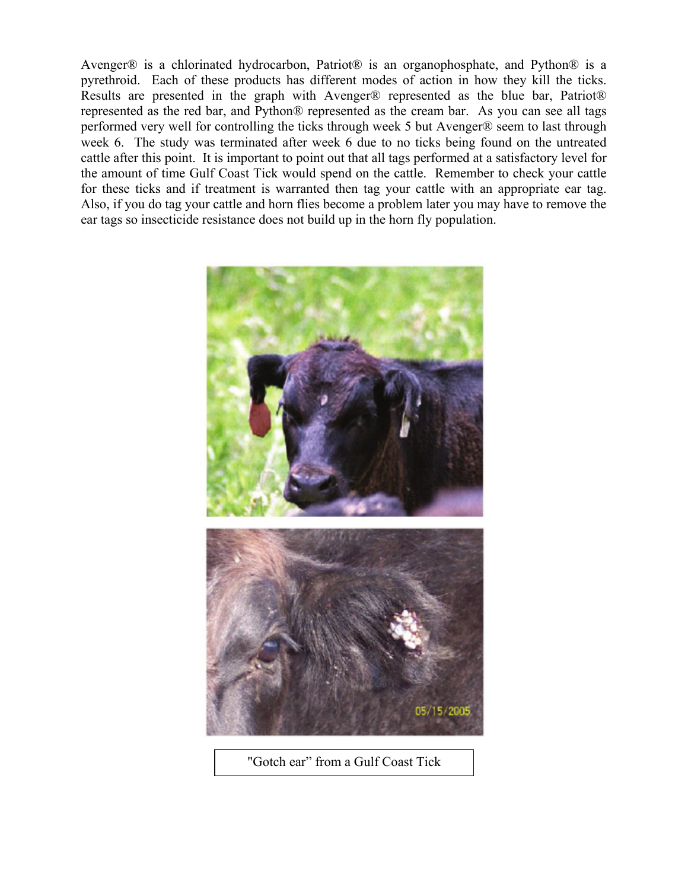Avenger® is a chlorinated hydrocarbon, Patriot® is an organophosphate, and Python® is a pyrethroid. Each of these products has different modes of action in how they kill the ticks. Results are presented in the graph with Avenger® represented as the blue bar, Patriot® represented as the red bar, and Python® represented as the cream bar. As you can see all tags performed very well for controlling the ticks through week 5 but Avenger® seem to last through week 6. The study was terminated after week 6 due to no ticks being found on the untreated cattle after this point. It is important to point out that all tags performed at a satisfactory level for the amount of time Gulf Coast Tick would spend on the cattle. Remember to check your cattle for these ticks and if treatment is warranted then tag your cattle with an appropriate ear tag. Also, if you do tag your cattle and horn flies become a problem later you may have to remove the ear tags so insecticide resistance does not build up in the horn fly population.

"Gotch ear" from a Gulf Coast Tick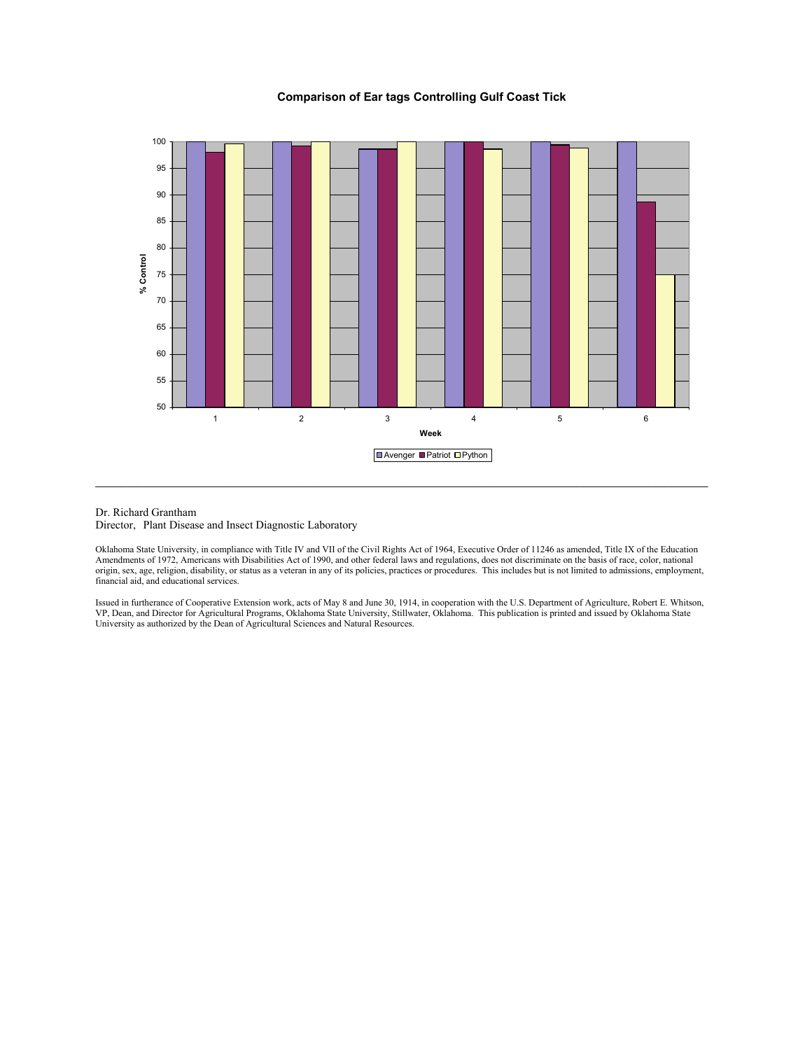**Comparison of Ear tags Controlling Gulf Coast Tick**

100
95
90
85
80
75
70
65
60
55
50

% Control

1 2 3 4 5 6

Week

Avenger Patriot Python

---

Dr. Richard Grantham
Director, Plant Disease and Insect Diagnostic Laboratory

Oklahoma State University, in compliance with Title IV and VII of the Civil Rights Act of 1964, Executive Order of 11246 as amended, Title IX of the Education Amendments of 1972, Americans with Disabilities Act of 1990, and other federal laws and regulations, does not discriminate on the basis of race, color, national origin, sex, age, religion, disability, or status as a veteran in any of its policies, practices or procedures. This includes but is not limited to admissions, employment, financial aid, and educational services.

Issued in furtherance of Cooperative Extension work, acts of May 8 and June 30, 1914, in cooperation with the U.S. Department of Agriculture, Robert E. Whitson, VP, Dean, and Director for Agricultural Programs, Oklahoma State University, Stillwater, Oklahoma. This publication is printed and issued by Oklahoma State University as authorized by the Dean of Agricultural Sciences and Natural Resources.